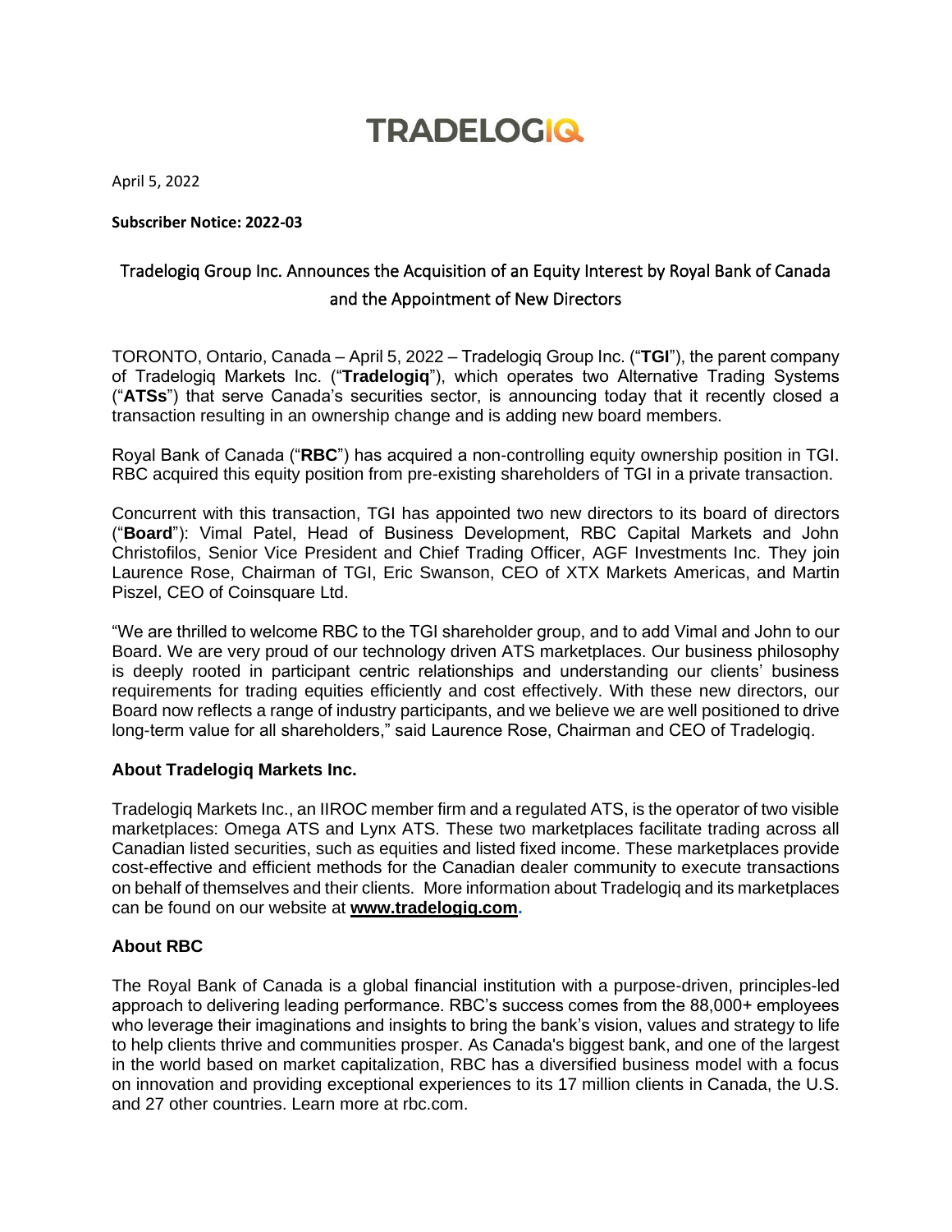# TRADELOGIQ

April 5, 2022

**Subscriber Notice: 2022-03**

## Tradelogiq Group Inc. Announces the Acquisition of an Equity Interest by Royal Bank of Canada and the Appointment of New Directors

TORONTO, Ontario, Canada – April 5, 2022 – Tradelogiq Group Inc. ("**TGI**"), the parent company of Tradelogiq Markets Inc. ("**Tradelogiq**"), which operates two Alternative Trading Systems ("**ATSs**") that serve Canada's securities sector, is announcing today that it recently closed a transaction resulting in an ownership change and is adding new board members.

Royal Bank of Canada ("**RBC**") has acquired a non-controlling equity ownership position in TGI. RBC acquired this equity position from pre-existing shareholders of TGI in a private transaction.

Concurrent with this transaction, TGI has appointed two new directors to its board of directors ("**Board**"): Vimal Patel, Head of Business Development, RBC Capital Markets and John Christofilos, Senior Vice President and Chief Trading Officer, AGF Investments Inc. They join Laurence Rose, Chairman of TGI, Eric Swanson, CEO of XTX Markets Americas, and Martin Piszel, CEO of Coinsquare Ltd.

"We are thrilled to welcome RBC to the TGI shareholder group, and to add Vimal and John to our Board. We are very proud of our technology driven ATS marketplaces. Our business philosophy is deeply rooted in participant centric relationships and understanding our clients' business requirements for trading equities efficiently and cost effectively. With these new directors, our Board now reflects a range of industry participants, and we believe we are well positioned to drive long-term value for all shareholders," said Laurence Rose, Chairman and CEO of Tradelogiq.

### About Tradelogiq Markets Inc.

Tradelogiq Markets Inc., an IIROC member firm and a regulated ATS, is the operator of two visible marketplaces: Omega ATS and Lynx ATS. These two marketplaces facilitate trading across all Canadian listed securities, such as equities and listed fixed income. These marketplaces provide cost-effective and efficient methods for the Canadian dealer community to execute transactions on behalf of themselves and their clients. More information about Tradelogiq and its marketplaces can be found on our website at **www.tradelogiq.com**.

### About RBC

The Royal Bank of Canada is a global financial institution with a purpose-driven, principles-led approach to delivering leading performance. RBC's success comes from the 88,000+ employees who leverage their imaginations and insights to bring the bank's vision, values and strategy to life to help clients thrive and communities prosper. As Canada's biggest bank, and one of the largest in the world based on market capitalization, RBC has a diversified business model with a focus on innovation and providing exceptional experiences to its 17 million clients in Canada, the U.S. and 27 other countries. Learn more at rbc.com.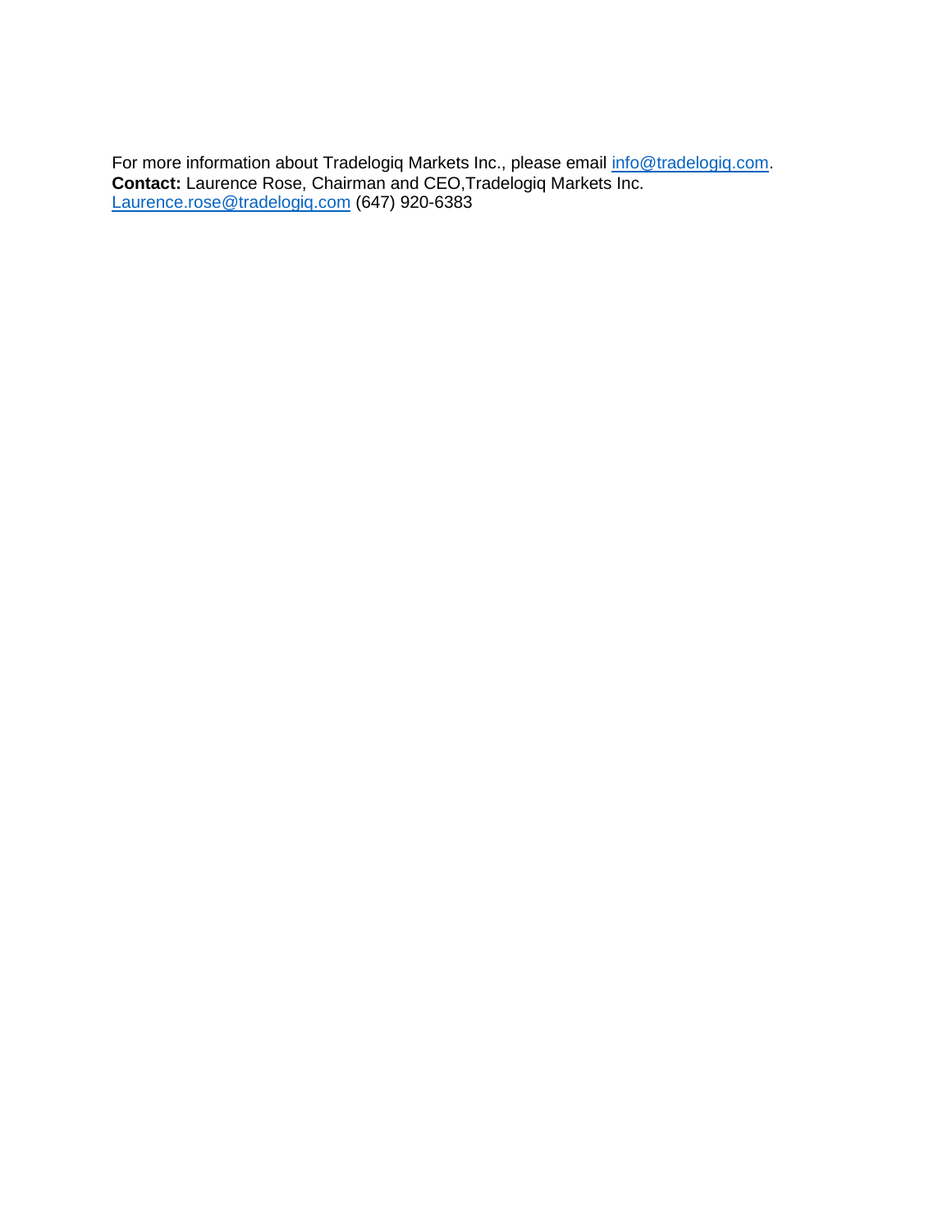For more information about Tradelogiq Markets Inc., please email info@tradelogiq.com.
**Contact:** Laurence Rose, Chairman and CEO,Tradelogiq Markets Inc.
Laurence.rose@tradelogiq.com (647) 920-6383